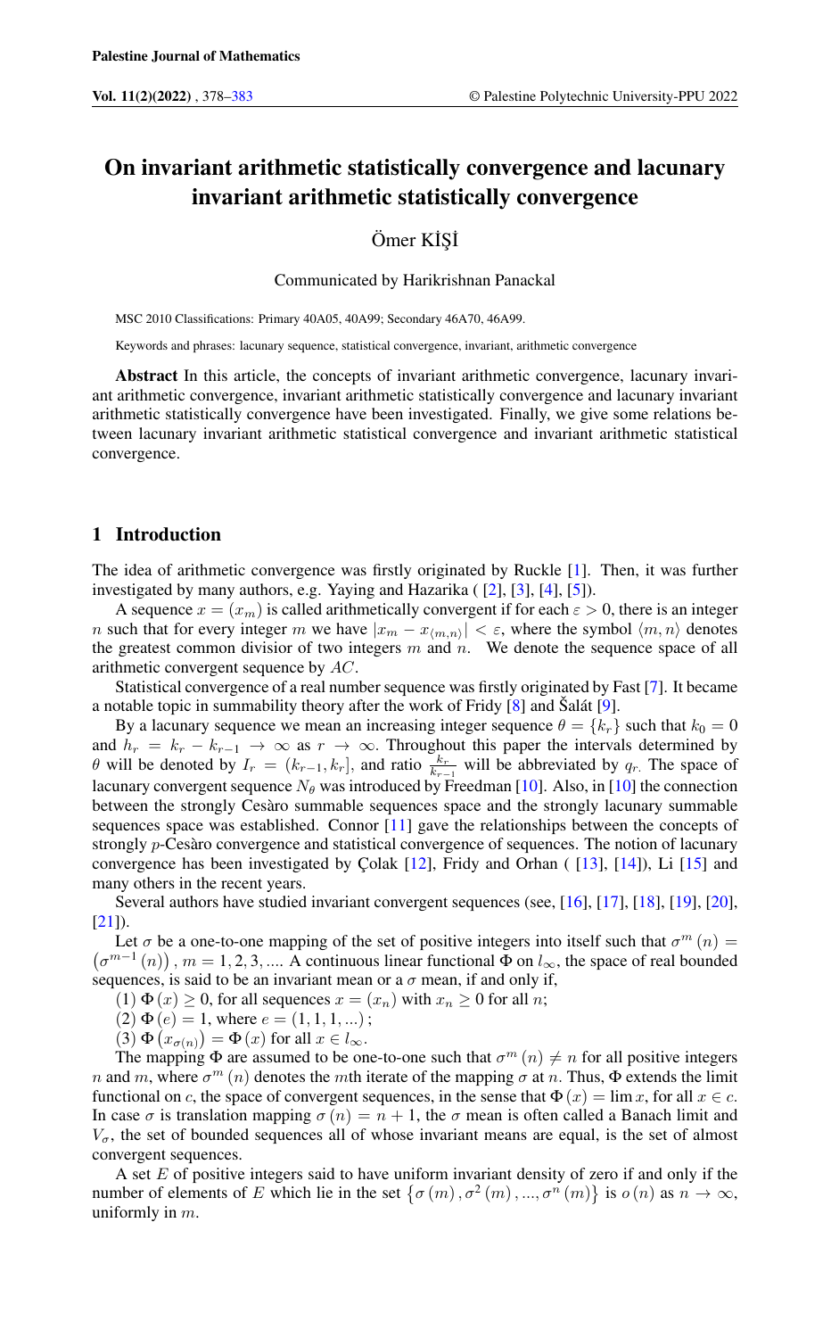# On invariant arithmetic statistically convergence and lacunary invariant arithmetic statistically convergence

Ömer KİŞİ

Communicated by Harikrishnan Panackal

MSC 2010 Classifications: Primary 40A05, 40A99; Secondary 46A70, 46A99.

Keywords and phrases: lacunary sequence, statistical convergence, invariant, arithmetic convergence

**Abstract** In this article, the concepts of invariant arithmetic convergence, lacunary invariant arithmetic convergence, invariant arithmetic statistically convergence and lacunary invariant arithmetic statistically convergence have been investigated. Finally, we give some relations between lacunary invariant arithmetic statistical convergence and invariant arithmetic statistical convergence.

## 1 Introduction

The idea of arithmetic convergence was firstly originated by Ruckle [1]. Then, it was further investigated by many authors, e.g. Yaying and Hazarika ( [2], [3], [4], [5]).

A sequence $x = (x_m)$ is called arithmetically convergent if for each $\varepsilon > 0$, there is an integer $n$ such that for every integer $m$ we have $|x_m - x_{\langle m,n \rangle}| < \varepsilon$, where the symbol $\langle m, n \rangle$ denotes the greatest common divisor of two integers $m$ and $n$. We denote the sequence space of all arithmetic convergent sequence by $AC$.

Statistical convergence of a real number sequence was firstly originated by Fast [7]. It became a notable topic in summability theory after the work of Fridy [8] and Šalát [9].

By a lacunary sequence we mean an increasing integer sequence $\theta = \{k_r\}$ such that $k_0 = 0$ and $h_r = k_r - k_{r-1} \to \infty$ as $r \to \infty$. Throughout this paper the intervals determined by $\theta$ will be denoted by $I_r = (k_{r-1}, k_r]$, and ratio $\frac{k_r}{k_{r-1}}$ will be abbreviated by $q_r$. The space of lacunary convergent sequence $N_\theta$ was introduced by Freedman [10]. Also, in [10] the connection between the strongly Cesàro summable sequences space and the strongly lacunary summable sequences space was established. Connor [11] gave the relationships between the concepts of strongly $p$-Cesàro convergence and statistical convergence of sequences. The notion of lacunary convergence has been investigated by Çolak [12], Fridy and Orhan ( [13], [14]), Li [15] and many others in the recent years.

Several authors have studied invariant convergent sequences (see, [16], [17], [18], [19], [20], [21]).

Let $\sigma$ be a one-to-one mapping of the set of positive integers into itself such that $\sigma^m(n) = (\sigma^{m-1}(n))$, $m = 1, 2, 3, \ldots$. A continuous linear functional $\Phi$ on $l_\infty$, the space of real bounded sequences, is said to be an invariant mean or a $\sigma$ mean, if and only if,

(1) $\Phi(x) \geq 0$, for all sequences $x = (x_n)$ with $x_n \geq 0$ for all $n$;

(2) $\Phi(e) = 1$, where $e = (1, 1, 1, \ldots)$;

(3) $\Phi(x_{\sigma(n)}) = \Phi(x)$ for all $x \in l_\infty$.

The mapping $\Phi$ are assumed to be one-to-one such that $\sigma^m(n) \neq n$ for all positive integers $n$ and $m$, where $\sigma^m(n)$ denotes the $m$th iterate of the mapping $\sigma$ at $n$. Thus, $\Phi$ extends the limit functional on $c$, the space of convergent sequences, in the sense that $\Phi(x) = \lim x$, for all $x \in c$. In case $\sigma$ is translation mapping $\sigma(n) = n + 1$, the $\sigma$ mean is often called a Banach limit and $V_\sigma$, the set of bounded sequences all of whose invariant means are equal, is the set of almost convergent sequences.

A set $E$ of positive integers said to have uniform invariant density of zero if and only if the number of elements of $E$ which lie in the set $\{\sigma(m), \sigma^2(m), \ldots, \sigma^n(m)\}$ is $o(n)$ as $n \to \infty$, uniformly in $m$.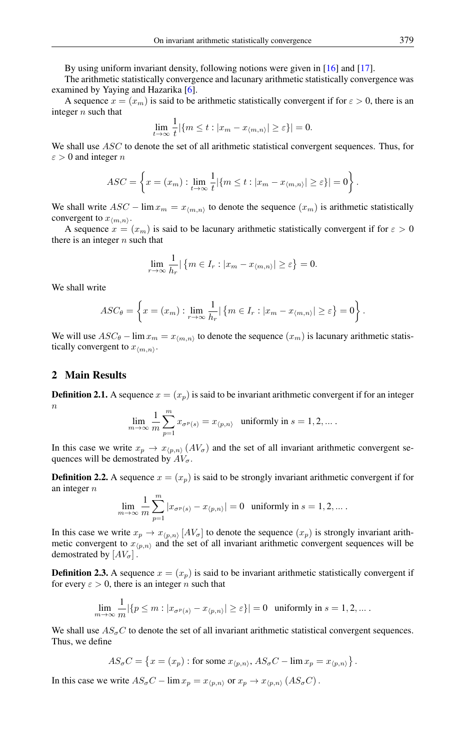By using uniform invariant density, following notions were given in [16] and [17].

The arithmetic statistically convergence and lacunary arithmetic statistically convergence was examined by Yaying and Hazarika [6].

A sequence $x = (x_m)$ is said to be arithmetic statistically convergent if for $\varepsilon > 0$, there is an integer $n$ such that

$$\lim_{t \to \infty} \frac{1}{t} |\{m \leq t : |x_m - x_{\langle m,n \rangle}| \geq \varepsilon\}| = 0.$$

We shall use $ASC$ to denote the set of all arithmetic statistical convergent sequences. Thus, for $\varepsilon > 0$ and integer $n$

$$ASC = \left\{ x = (x_m) : \lim_{t \to \infty} \frac{1}{t} |\{m \leq t : |x_m - x_{\langle m,n \rangle}| \geq \varepsilon\}| = 0 \right\}.$$

We shall write $ASC - \lim x_m = x_{\langle m,n \rangle}$ to denote the sequence $(x_m)$ is arithmetic statistically convergent to $x_{\langle m,n \rangle}$.

A sequence $x = (x_m)$ is said to be lacunary arithmetic statistically convergent if for $\varepsilon > 0$ there is an integer $n$ such that

$$\lim_{r \to \infty} \frac{1}{h_r} | \left\{ m \in I_r : |x_m - x_{\langle m,n \rangle}| \geq \varepsilon \right\} = 0.$$

We shall write

$$ASC_\theta = \left\{ x = (x_m) : \lim_{r \to \infty} \frac{1}{h_r} | \left\{ m \in I_r : |x_m - x_{\langle m,n \rangle}| \geq \varepsilon \right\} = 0 \right\}.$$

We will use $ASC_\theta - \lim x_m = x_{\langle m,n \rangle}$ to denote the sequence $(x_m)$ is lacunary arithmetic statistically convergent to $x_{\langle m,n \rangle}$.

## 2 Main Results

**Definition 2.1.** A sequence $x = (x_p)$ is said to be invariant arithmetic convergent if for an integer $n$

$$\lim_{m \to \infty} \frac{1}{m} \sum_{p=1}^{m} x_{\sigma^p(s)} = x_{\langle p,n \rangle} \quad \text{uniformly in } s = 1, 2, \ldots .$$

In this case we write $x_p \to x_{\langle p,n \rangle} \, (AV_\sigma)$ and the set of all invariant arithmetic convergent sequences will be demostrated by $AV_\sigma$.

**Definition 2.2.** A sequence $x = (x_p)$ is said to be strongly invariant arithmetic convergent if for an integer $n$

$$\lim_{m \to \infty} \frac{1}{m} \sum_{p=1}^{m} |x_{\sigma^p(s)} - x_{\langle p,n \rangle}| = 0 \quad \text{uniformly in } s = 1, 2, \ldots .$$

In this case we write $x_p \to x_{\langle p,n \rangle} \, [AV_\sigma]$ to denote the sequence $(x_p)$ is strongly invariant arithmetic convergent to $x_{\langle p,n \rangle}$ and the set of all invariant arithmetic convergent sequences will be demostrated by $[AV_\sigma]$.

**Definition 2.3.** A sequence $x = (x_p)$ is said to be invariant arithmetic statistically convergent if for every $\varepsilon > 0$, there is an integer $n$ such that

$$\lim_{m \to \infty} \frac{1}{m} |\{p \leq m : |x_{\sigma^p(s)} - x_{\langle p,n \rangle}| \geq \varepsilon\}| = 0 \quad \text{uniformly in } s = 1, 2, \ldots .$$

We shall use $AS_\sigma C$ to denote the set of all invariant arithmetic statistical convergent sequences. Thus, we define

$$AS_\sigma C = \left\{ x = (x_p) : \text{for some } x_{\langle p,n \rangle}, \, AS_\sigma C - \lim x_p = x_{\langle p,n \rangle} \right\}.$$

In this case we write $AS_\sigma C - \lim x_p = x_{\langle p,n \rangle}$ or $x_p \to x_{\langle p,n \rangle} \, (AS_\sigma C)$.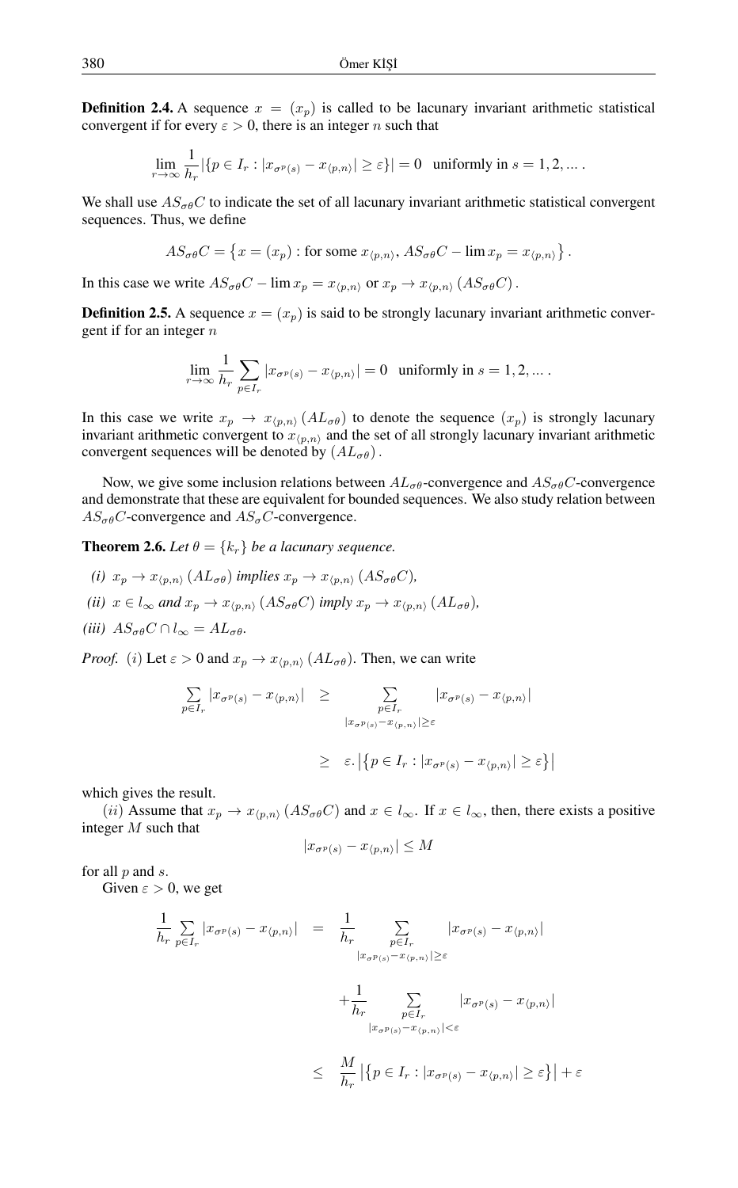**Definition 2.4.** A sequence $x = (x_p)$ is called to be lacunary invariant arithmetic statistical convergent if for every $\varepsilon > 0$, there is an integer $n$ such that

$$\lim_{r\to\infty} \frac{1}{h_r} |\{p \in I_r : |x_{\sigma^p(s)} - x_{\langle p,n\rangle}| \geq \varepsilon\}| = 0 \quad \text{uniformly in } s = 1, 2, \ldots .$$

We shall use $AS_{\sigma\theta}C$ to indicate the set of all lacunary invariant arithmetic statistical convergent sequences. Thus, we define

$$AS_{\sigma\theta}C = \left\{x = (x_p) : \text{for some } x_{\langle p,n\rangle},\, AS_{\sigma\theta}C - \lim x_p = x_{\langle p,n\rangle}\right\}.$$

In this case we write $AS_{\sigma\theta}C - \lim x_p = x_{\langle p,n\rangle}$ or $x_p \to x_{\langle p,n\rangle}\,(AS_{\sigma\theta}C)$.

**Definition 2.5.** A sequence $x = (x_p)$ is said to be strongly lacunary invariant arithmetic convergent if for an integer $n$

$$\lim_{r\to\infty} \frac{1}{h_r} \sum_{p\in I_r} |x_{\sigma^p(s)} - x_{\langle p,n\rangle}| = 0 \quad \text{uniformly in } s = 1, 2, \ldots .$$

In this case we write $x_p \to x_{\langle p,n\rangle}\,(AL_{\sigma\theta})$ to denote the sequence $(x_p)$ is strongly lacunary invariant arithmetic convergent to $x_{\langle p,n\rangle}$ and the set of all strongly lacunary invariant arithmetic convergent sequences will be denoted by $(AL_{\sigma\theta})$.

Now, we give some inclusion relations between $AL_{\sigma\theta}$-convergence and $AS_{\sigma\theta}C$-convergence and demonstrate that these are equivalent for bounded sequences. We also study relation between $AS_{\sigma\theta}C$-convergence and $AS_{\sigma}C$-convergence.

**Theorem 2.6.** *Let $\theta = \{k_r\}$ be a lacunary sequence.*

*(i)* $x_p \to x_{\langle p,n\rangle}\,(AL_{\sigma\theta})$ *implies* $x_p \to x_{\langle p,n\rangle}\,(AS_{\sigma\theta}C)$,

*(ii)* $x \in l_\infty$ *and* $x_p \to x_{\langle p,n\rangle}\,(AS_{\sigma\theta}C)$ *imply* $x_p \to x_{\langle p,n\rangle}\,(AL_{\sigma\theta})$,

*(iii)* $AS_{\sigma\theta}C \cap l_\infty = AL_{\sigma\theta}$.

*Proof.* $(i)$ Let $\varepsilon > 0$ and $x_p \to x_{\langle p,n\rangle}\,(AL_{\sigma\theta})$. Then, we can write

$$\begin{aligned}
\sum_{p\in I_r} |x_{\sigma^p(s)} - x_{\langle p,n\rangle}| &\geq \sum_{\substack{p\in I_r \\ |x_{\sigma^p(s)} - x_{\langle p,n\rangle}| \geq \varepsilon}} |x_{\sigma^p(s)} - x_{\langle p,n\rangle}| \\
&\geq \varepsilon . \left|\left\{p \in I_r : |x_{\sigma^p(s)} - x_{\langle p,n\rangle}| \geq \varepsilon\right\}\right|
\end{aligned}$$

which gives the result.

$(ii)$ Assume that $x_p \to x_{\langle p,n\rangle}\,(AS_{\sigma\theta}C)$ and $x \in l_\infty$. If $x \in l_\infty$, then, there exists a positive integer $M$ such that

$$|x_{\sigma^p(s)} - x_{\langle p,n\rangle}| \leq M$$

for all $p$ and $s$.

Given $\varepsilon > 0$, we get

$$\begin{aligned}
\frac{1}{h_r} \sum_{p\in I_r} |x_{\sigma^p(s)} - x_{\langle p,n\rangle}| &= \frac{1}{h_r} \sum_{\substack{p\in I_r \\ |x_{\sigma^p(s)} - x_{\langle p,n\rangle}| \geq \varepsilon}} |x_{\sigma^p(s)} - x_{\langle p,n\rangle}| \\
&\quad + \frac{1}{h_r} \sum_{\substack{p\in I_r \\ |x_{\sigma^p(s)} - x_{\langle p,n\rangle}| < \varepsilon}} |x_{\sigma^p(s)} - x_{\langle p,n\rangle}| \\
&\leq \frac{M}{h_r} \left|\left\{p \in I_r : |x_{\sigma^p(s)} - x_{\langle p,n\rangle}| \geq \varepsilon\right\}\right| + \varepsilon
\end{aligned}$$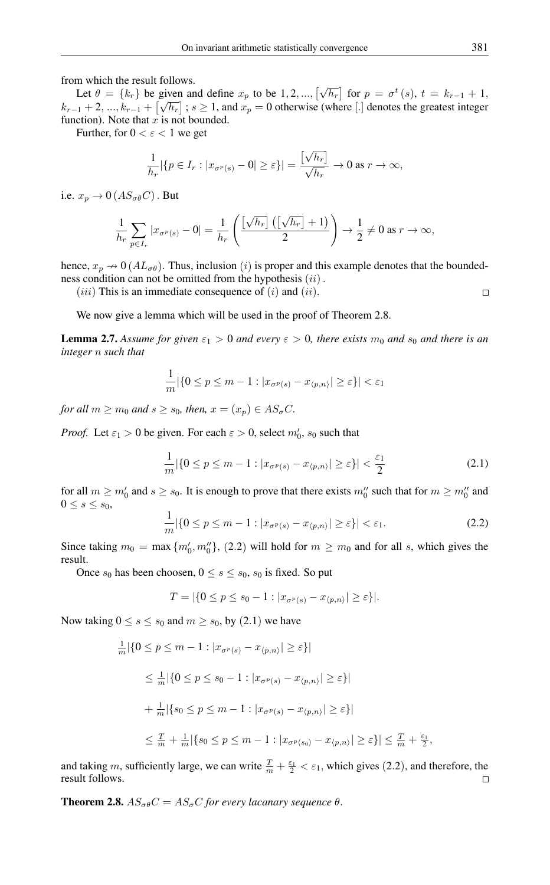from which the result follows.

Let $\theta = \{k_r\}$ be given and define $x_p$ to be $1, 2, ..., \left[\sqrt{h_r}\right]$ for $p = \sigma^t(s)$, $t = k_{r-1}+1, k_{r-1}+2, ..., k_{r-1} + \left[\sqrt{h_r}\right]$ ; $s \geq 1$, and $x_p = 0$ otherwise (where $[.]$ denotes the greatest integer function). Note that $x$ is not bounded.

Further, for $0 < \varepsilon < 1$ we get

$$\frac{1}{h_r}|\{p \in I_r : |x_{\sigma^p(s)} - 0| \geq \varepsilon\}| = \frac{\left[\sqrt{h_r}\right]}{\sqrt{h_r}} \to 0 \text{ as } r \to \infty,$$

i.e. $x_p \to 0\,(AS_{\sigma\theta}C)$. But

$$\frac{1}{h_r}\sum_{p\in I_r} |x_{\sigma^p(s)} - 0| = \frac{1}{h_r}\left(\frac{\left[\sqrt{h_r}\right]\left(\left[\sqrt{h_r}\right]+1\right)}{2}\right) \to \frac{1}{2} \neq 0 \text{ as } r \to \infty,$$

hence, $x_p \nrightarrow 0\,(AL_{\sigma\theta})$. Thus, inclusion $(i)$ is proper and this example denotes that the boundedness condition can not be omitted from the hypothesis $(ii)$.

$(iii)$ This is an immediate consequence of $(i)$ and $(ii)$. □

We now give a lemma which will be used in the proof of Theorem 2.8.

**Lemma 2.7.** *Assume for given $\varepsilon_1 > 0$ and every $\varepsilon > 0$, there exists $m_0$ and $s_0$ and there is an integer $n$ such that*

$$\frac{1}{m}|\{0 \leq p \leq m-1 : |x_{\sigma^p(s)} - x_{\langle p,n\rangle}| \geq \varepsilon\}| < \varepsilon_1$$

*for all $m \geq m_0$ and $s \geq s_0$, then, $x = (x_p) \in AS_\sigma C$.*

*Proof.* Let $\varepsilon_1 > 0$ be given. For each $\varepsilon > 0$, select $m_0'$, $s_0$ such that

$$\frac{1}{m}|\{0 \leq p \leq m-1 : |x_{\sigma^p(s)} - x_{\langle p,n\rangle}| \geq \varepsilon\}| < \frac{\varepsilon_1}{2} \tag{2.1}$$

for all $m \geq m_0'$ and $s \geq s_0$. It is enough to prove that there exists $m_0''$ such that for $m \geq m_0''$ and $0 \leq s \leq s_0$,

$$\frac{1}{m}|\{0 \leq p \leq m-1 : |x_{\sigma^p(s)} - x_{\langle p,n\rangle}| \geq \varepsilon\}| < \varepsilon_1. \tag{2.2}$$

Since taking $m_0 = \max\{m_0', m_0''\}$, (2.2) will hold for $m \geq m_0$ and for all $s$, which gives the result.

Once $s_0$ has been choosen, $0 \leq s \leq s_0$, $s_0$ is fixed. So put

$$T = |\{0 \leq p \leq s_0 - 1 : |x_{\sigma^p(s)} - x_{\langle p,n\rangle}| \geq \varepsilon\}|.$$

Now taking $0 \leq s \leq s_0$ and $m \geq s_0$, by (2.1) we have

$$\begin{aligned}
&\tfrac{1}{m}|\{0 \leq p \leq m-1 : |x_{\sigma^p(s)} - x_{\langle p,n\rangle}| \geq \varepsilon\}| \\
&\leq \tfrac{1}{m}|\{0 \leq p \leq s_0-1 : |x_{\sigma^p(s)} - x_{\langle p,n\rangle}| \geq \varepsilon\}| \\
&+ \tfrac{1}{m}|\{s_0 \leq p \leq m-1 : |x_{\sigma^p(s)} - x_{\langle p,n\rangle}| \geq \varepsilon\}| \\
&\leq \tfrac{T}{m} + \tfrac{1}{m}|\{s_0 \leq p \leq m-1 : |x_{\sigma^p(s_0)} - x_{\langle p,n\rangle}| \geq \varepsilon\}| \leq \tfrac{T}{m} + \tfrac{\varepsilon_1}{2},
\end{aligned}$$

and taking $m$, sufficiently large, we can write $\frac{T}{m} + \frac{\varepsilon_1}{2} < \varepsilon_1$, which gives (2.2), and therefore, the result follows. □

**Theorem 2.8.** *$AS_{\sigma\theta}C = AS_\sigma C$ for every lacanary sequence $\theta$.*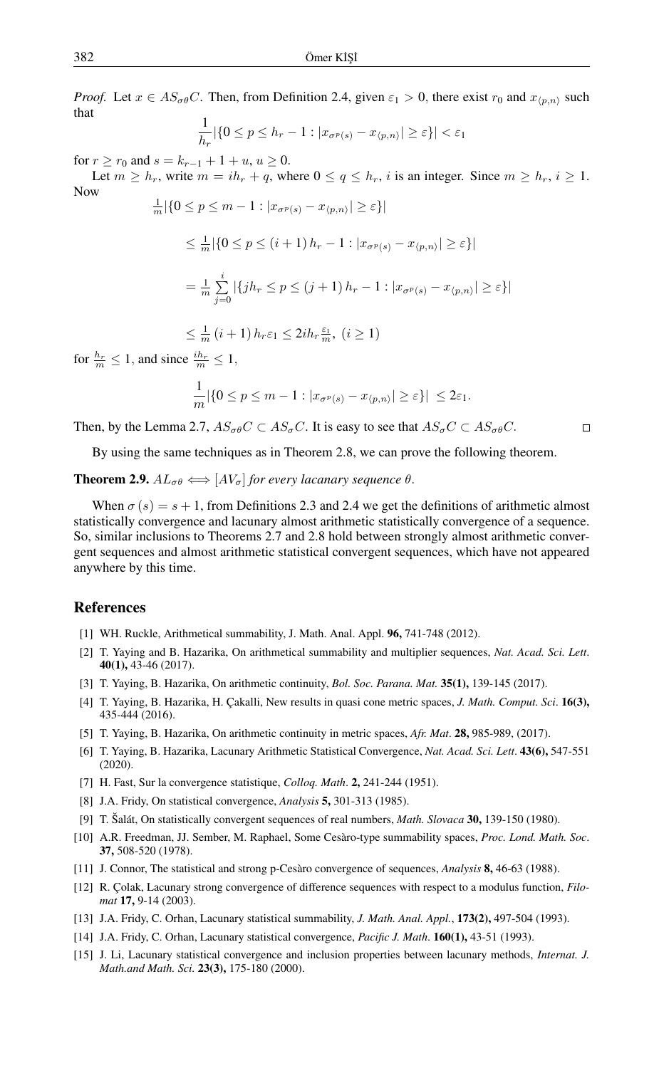*Proof.* Let $x \in AS_{\sigma\theta}C$. Then, from Definition 2.4, given $\varepsilon_1 > 0$, there exist $r_0$ and $x_{\langle p,n \rangle}$ such that

$$\frac{1}{h_r} |\{0 \le p \le h_r - 1 : |x_{\sigma^p(s)} - x_{\langle p,n \rangle}| \ge \varepsilon\}| < \varepsilon_1$$

for $r \ge r_0$ and $s = k_{r-1} + 1 + u$, $u \ge 0$.

Let $m \ge h_r$, write $m = ih_r + q$, where $0 \le q \le h_r$, $i$ is an integer. Since $m \ge h_r$, $i \ge 1$. Now

$$\frac{1}{m} |\{0 \le p \le m - 1 : |x_{\sigma^p(s)} - x_{\langle p,n \rangle}| \ge \varepsilon\}|$$

$$\le \frac{1}{m} |\{0 \le p \le (i+1) h_r - 1 : |x_{\sigma^p(s)} - x_{\langle p,n \rangle}| \ge \varepsilon\}|$$

$$= \frac{1}{m} \sum_{j=0}^{i} |\{jh_r \le p \le (j+1) h_r - 1 : |x_{\sigma^p(s)} - x_{\langle p,n \rangle}| \ge \varepsilon\}|$$

$$\le \frac{1}{m} (i+1) h_r \varepsilon_1 \le 2ih_r \frac{\varepsilon_1}{m}, \ (i \ge 1)$$

for $\frac{h_r}{m} \le 1$, and since $\frac{ih_r}{m} \le 1$,

$$\frac{1}{m} |\{0 \le p \le m - 1 : |x_{\sigma^p(s)} - x_{\langle p,n \rangle}| \ge \varepsilon\}| \ \le 2\varepsilon_1.$$

Then, by the Lemma 2.7, $AS_{\sigma\theta}C \subset AS_\sigma C$. It is easy to see that $AS_\sigma C \subset AS_{\sigma\theta}C$. □

By using the same techniques as in Theorem 2.8, we can prove the following theorem.

**Theorem 2.9.** *$AL_{\sigma\theta} \iff [AV_\sigma]$ for every lacanary sequence $\theta$.*

When $\sigma(s) = s + 1$, from Definitions 2.3 and 2.4 we get the definitions of arithmetic almost statistically convergence and lacunary almost arithmetic statistically convergence of a sequence. So, similar inclusions to Theorems 2.7 and 2.8 hold between strongly almost arithmetic convergent sequences and almost arithmetic statistical convergent sequences, which have not appeared anywhere by this time.

## References

[1] WH. Ruckle, Arithmetical summability, J. Math. Anal. Appl. **96,** 741-748 (2012).

[2] T. Yaying and B. Hazarika, On arithmetical summability and multiplier sequences, *Nat. Acad. Sci. Lett*. **40(1),** 43-46 (2017).

[3] T. Yaying, B. Hazarika, On arithmetic continuity, *Bol. Soc. Parana. Mat.* **35(1),** 139-145 (2017).

[4] T. Yaying, B. Hazarika, H. Çakalli, New results in quasi cone metric spaces, *J. Math. Comput. Sci*. **16(3),** 435-444 (2016).

[5] T. Yaying, B. Hazarika, On arithmetic continuity in metric spaces, *Afr. Mat*. **28,** 985-989, (2017).

[6] T. Yaying, B. Hazarika, Lacunary Arithmetic Statistical Convergence, *Nat. Acad. Sci. Lett*. **43(6),** 547-551 (2020).

[7] H. Fast, Sur la convergence statistique, *Colloq. Math*. **2,** 241-244 (1951).

[8] J.A. Fridy, On statistical convergence, *Analysis* **5,** 301-313 (1985).

[9] T. Šalát, On statistically convergent sequences of real numbers, *Math. Slovaca* **30,** 139-150 (1980).

[10] A.R. Freedman, JJ. Sember, M. Raphael, Some Cesàro-type summability spaces, *Proc. Lond. Math. Soc*. **37,** 508-520 (1978).

[11] J. Connor, The statistical and strong p-Cesàro convergence of sequences, *Analysis* **8,** 46-63 (1988).

[12] R. Çolak, Lacunary strong convergence of difference sequences with respect to a modulus function, *Filomat* **17,** 9-14 (2003).

[13] J.A. Fridy, C. Orhan, Lacunary statistical summability, *J. Math. Anal. Appl.*, **173(2),** 497-504 (1993).

[14] J.A. Fridy, C. Orhan, Lacunary statistical convergence, *Pacific J. Math*. **160(1),** 43-51 (1993).

[15] J. Li, Lacunary statistical convergence and inclusion properties between lacunary methods, *Internat. J. Math.and Math. Sci.* **23(3),** 175-180 (2000).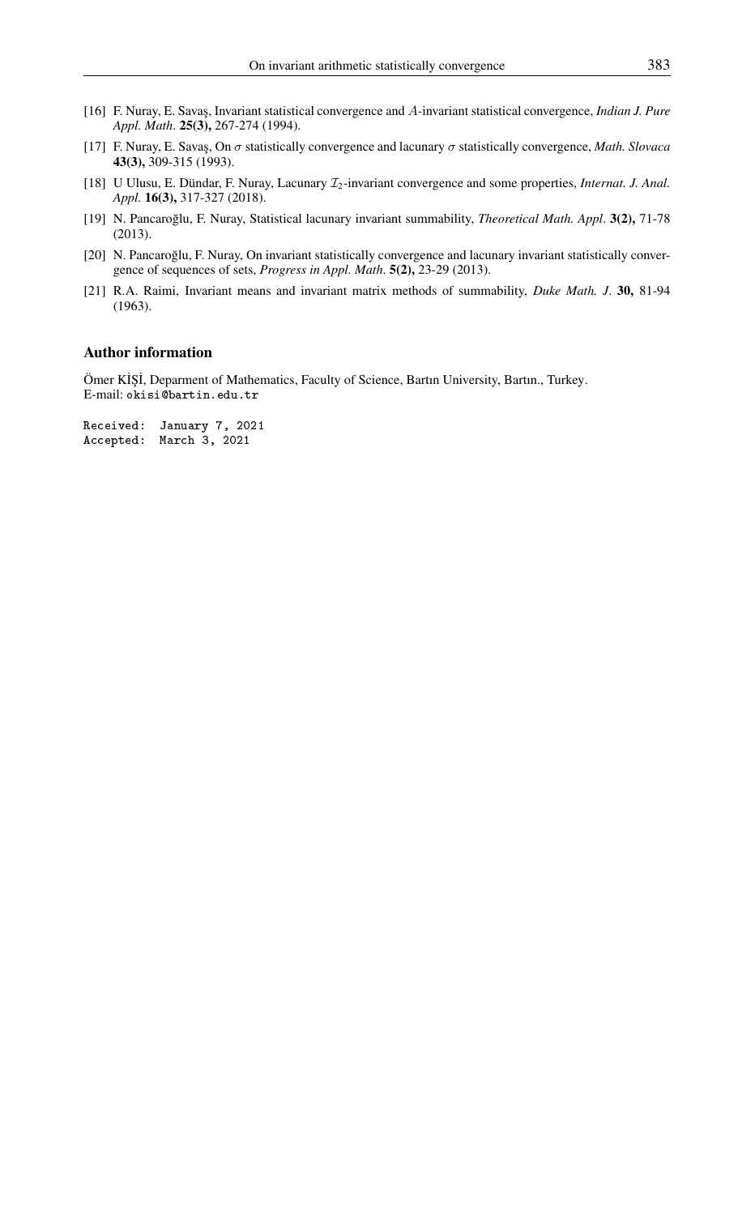[16] F. Nuray, E. Savaş, Invariant statistical convergence and $A$-invariant statistical convergence, *Indian J. Pure Appl. Math*. **25(3),** 267-274 (1994).

[17] F. Nuray, E. Savaş, On $\sigma$ statistically convergence and lacunary $\sigma$ statistically convergence, *Math. Slovaca* **43(3),** 309-315 (1993).

[18] U Ulusu, E. Dündar, F. Nuray, Lacunary $\mathcal{I}_2$-invariant convergence and some properties, *Internat. J. Anal. Appl.* **16(3),** 317-327 (2018).

[19] N. Pancaroğlu, F. Nuray, Statistical lacunary invariant summability, *Theoretical Math. Appl*. **3(2),** 71-78 (2013).

[20] N. Pancaroğlu, F. Nuray, On invariant statistically convergence and lacunary invariant statistically convergence of sequences of sets, *Progress in Appl. Math*. **5(2),** 23-29 (2013).

[21] R.A. Raimi, Invariant means and invariant matrix methods of summability, *Duke Math. J*. **30,** 81-94 (1963).

## Author information

Ömer KİŞİ, Deparment of Mathematics, Faculty of Science, Bartın University, Bartın., Turkey.
E-mail: `okisi@bartin.edu.tr`

```
Received:  January 7, 2021
Accepted:  March 3, 2021
```